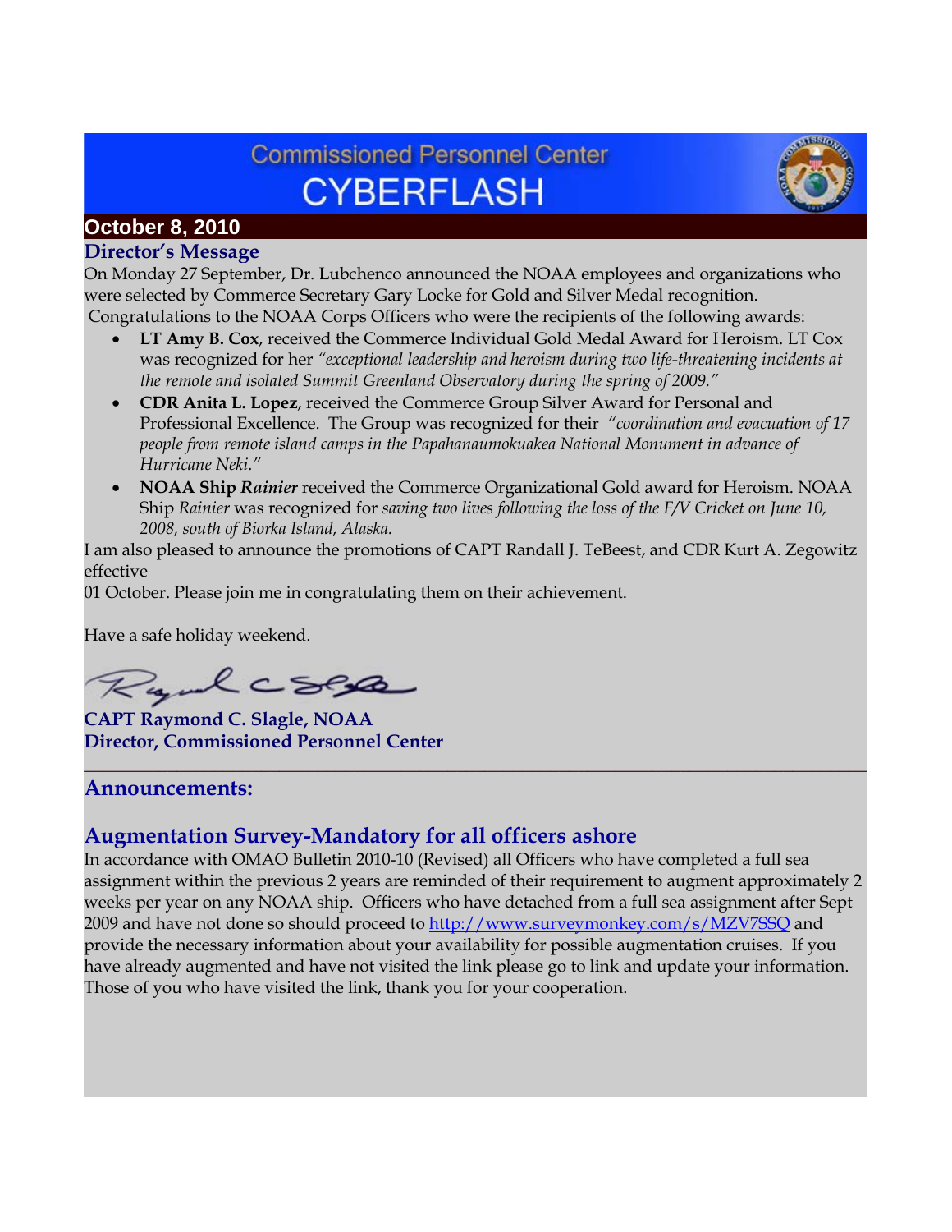# Commissioned Personnel Center CYBERFLASH

**October 8, 2010**

## Director's Message

On Monday 27 September, Dr. Lubchenco announced the NOAA employees and organizations who were selected by Commerce Secretary Gary Locke for Gold and Silver Medal recognition.
Congratulations to the NOAA Corps Officers who were the recipients of the following awards:

- **LT Amy B. Cox**, received the Commerce Individual Gold Medal Award for Heroism. LT Cox was recognized for her *"exceptional leadership and heroism during two life-threatening incidents at the remote and isolated Summit Greenland Observatory during the spring of 2009."*
- **CDR Anita L. Lopez**, received the Commerce Group Silver Award for Personal and Professional Excellence. The Group was recognized for their *"coordination and evacuation of 17 people from remote island camps in the Papahanaumokuakea National Monument in advance of Hurricane Neki."*
- **NOAA Ship *Rainier*** received the Commerce Organizational Gold award for Heroism. NOAA Ship *Rainier* was recognized for *saving two lives following the loss of the F/V Cricket on June 10, 2008, south of Biorka Island, Alaska.*

I am also pleased to announce the promotions of CAPT Randall J. TeBeest, and CDR Kurt A. Zegowitz effective
01 October. Please join me in congratulating them on their achievement.

Have a safe holiday weekend.

**CAPT Raymond C. Slagle, NOAA**
**Director, Commissioned Personnel Center**

---

## Announcements:

### Augmentation Survey-Mandatory for all officers ashore

In accordance with OMAO Bulletin 2010-10 (Revised) all Officers who have completed a full sea assignment within the previous 2 years are reminded of their requirement to augment approximately 2 weeks per year on any NOAA ship. Officers who have detached from a full sea assignment after Sept 2009 and have not done so should proceed to http://www.surveymonkey.com/s/MZV7SSQ and provide the necessary information about your availability for possible augmentation cruises. If you have already augmented and have not visited the link please go to link and update your information. Those of you who have visited the link, thank you for your cooperation.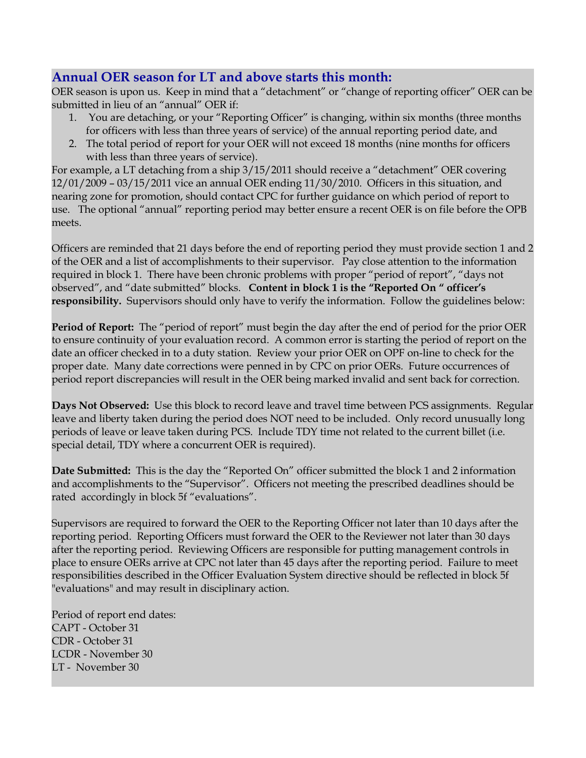## Annual OER season for LT and above starts this month:

OER season is upon us. Keep in mind that a "detachment" or "change of reporting officer" OER can be submitted in lieu of an "annual" OER if:

1. You are detaching, or your "Reporting Officer" is changing, within six months (three months for officers with less than three years of service) of the annual reporting period date, and
2. The total period of report for your OER will not exceed 18 months (nine months for officers with less than three years of service).

For example, a LT detaching from a ship 3/15/2011 should receive a "detachment" OER covering 12/01/2009 – 03/15/2011 vice an annual OER ending 11/30/2010. Officers in this situation, and nearing zone for promotion, should contact CPC for further guidance on which period of report to use. The optional "annual" reporting period may better ensure a recent OER is on file before the OPB meets.

Officers are reminded that 21 days before the end of reporting period they must provide section 1 and 2 of the OER and a list of accomplishments to their supervisor. Pay close attention to the information required in block 1. There have been chronic problems with proper "period of report", "days not observed", and "date submitted" blocks. **Content in block 1 is the "Reported On " officer's responsibility.** Supervisors should only have to verify the information. Follow the guidelines below:

**Period of Report:** The "period of report" must begin the day after the end of period for the prior OER to ensure continuity of your evaluation record. A common error is starting the period of report on the date an officer checked in to a duty station. Review your prior OER on OPF on-line to check for the proper date. Many date corrections were penned in by CPC on prior OERs. Future occurrences of period report discrepancies will result in the OER being marked invalid and sent back for correction.

**Days Not Observed:** Use this block to record leave and travel time between PCS assignments. Regular leave and liberty taken during the period does NOT need to be included. Only record unusually long periods of leave or leave taken during PCS. Include TDY time not related to the current billet (i.e. special detail, TDY where a concurrent OER is required).

**Date Submitted:** This is the day the "Reported On" officer submitted the block 1 and 2 information and accomplishments to the "Supervisor". Officers not meeting the prescribed deadlines should be rated accordingly in block 5f "evaluations".

Supervisors are required to forward the OER to the Reporting Officer not later than 10 days after the reporting period. Reporting Officers must forward the OER to the Reviewer not later than 30 days after the reporting period. Reviewing Officers are responsible for putting management controls in place to ensure OERs arrive at CPC not later than 45 days after the reporting period. Failure to meet responsibilities described in the Officer Evaluation System directive should be reflected in block 5f "evaluations" and may result in disciplinary action.

Period of report end dates:
CAPT - October 31
CDR - October 31
LCDR - November 30
LT - November 30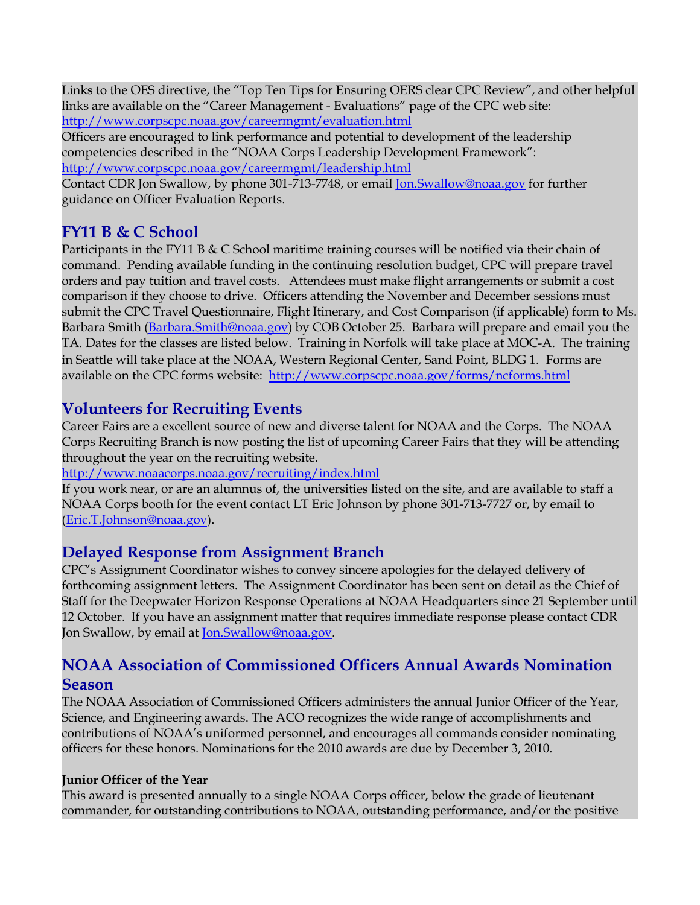Links to the OES directive, the "Top Ten Tips for Ensuring OERS clear CPC Review", and other helpful links are available on the "Career Management - Evaluations" page of the CPC web site: http://www.corpscpc.noaa.gov/careermgmt/evaluation.html

Officers are encouraged to link performance and potential to development of the leadership competencies described in the "NOAA Corps Leadership Development Framework": http://www.corpscpc.noaa.gov/careermgmt/leadership.html

Contact CDR Jon Swallow, by phone 301-713-7748, or email Jon.Swallow@noaa.gov for further guidance on Officer Evaluation Reports.

## FY11 B & C School

Participants in the FY11 B & C School maritime training courses will be notified via their chain of command. Pending available funding in the continuing resolution budget, CPC will prepare travel orders and pay tuition and travel costs. Attendees must make flight arrangements or submit a cost comparison if they choose to drive. Officers attending the November and December sessions must submit the CPC Travel Questionnaire, Flight Itinerary, and Cost Comparison (if applicable) form to Ms. Barbara Smith (Barbara.Smith@noaa.gov) by COB October 25. Barbara will prepare and email you the TA. Dates for the classes are listed below. Training in Norfolk will take place at MOC-A. The training in Seattle will take place at the NOAA, Western Regional Center, Sand Point, BLDG 1. Forms are available on the CPC forms website: http://www.corpscpc.noaa.gov/forms/ncforms.html

## Volunteers for Recruiting Events

Career Fairs are a excellent source of new and diverse talent for NOAA and the Corps. The NOAA Corps Recruiting Branch is now posting the list of upcoming Career Fairs that they will be attending throughout the year on the recruiting website.

http://www.noaacorps.noaa.gov/recruiting/index.html

If you work near, or are an alumnus of, the universities listed on the site, and are available to staff a NOAA Corps booth for the event contact LT Eric Johnson by phone 301-713-7727 or, by email to (Eric.T.Johnson@noaa.gov).

## Delayed Response from Assignment Branch

CPC's Assignment Coordinator wishes to convey sincere apologies for the delayed delivery of forthcoming assignment letters. The Assignment Coordinator has been sent on detail as the Chief of Staff for the Deepwater Horizon Response Operations at NOAA Headquarters since 21 September until 12 October. If you have an assignment matter that requires immediate response please contact CDR Jon Swallow, by email at Jon.Swallow@noaa.gov.

## NOAA Association of Commissioned Officers Annual Awards Nomination Season

The NOAA Association of Commissioned Officers administers the annual Junior Officer of the Year, Science, and Engineering awards. The ACO recognizes the wide range of accomplishments and contributions of NOAA's uniformed personnel, and encourages all commands consider nominating officers for these honors. Nominations for the 2010 awards are due by December 3, 2010.

**Junior Officer of the Year**

This award is presented annually to a single NOAA Corps officer, below the grade of lieutenant commander, for outstanding contributions to NOAA, outstanding performance, and/or the positive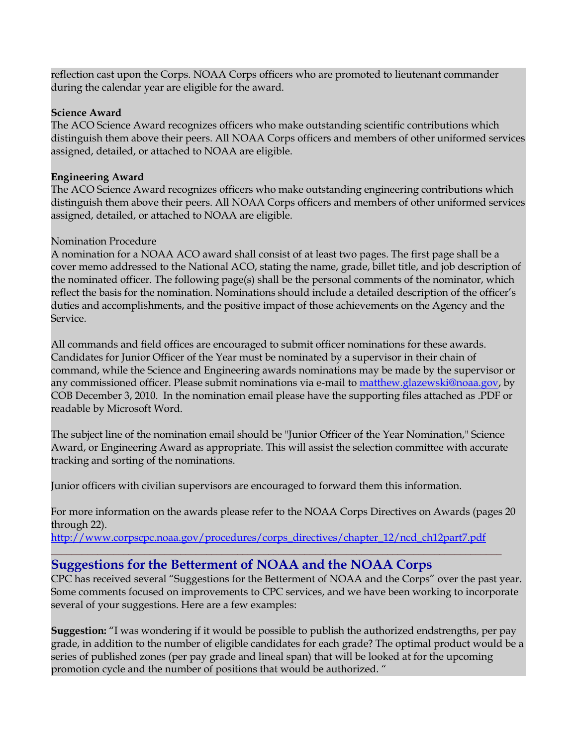reflection cast upon the Corps. NOAA Corps officers who are promoted to lieutenant commander during the calendar year are eligible for the award.

**Science Award**
The ACO Science Award recognizes officers who make outstanding scientific contributions which distinguish them above their peers. All NOAA Corps officers and members of other uniformed services assigned, detailed, or attached to NOAA are eligible.

**Engineering Award**
The ACO Science Award recognizes officers who make outstanding engineering contributions which distinguish them above their peers. All NOAA Corps officers and members of other uniformed services assigned, detailed, or attached to NOAA are eligible.

Nomination Procedure
A nomination for a NOAA ACO award shall consist of at least two pages. The first page shall be a cover memo addressed to the National ACO, stating the name, grade, billet title, and job description of the nominated officer. The following page(s) shall be the personal comments of the nominator, which reflect the basis for the nomination. Nominations should include a detailed description of the officer's duties and accomplishments, and the positive impact of those achievements on the Agency and the Service.

All commands and field offices are encouraged to submit officer nominations for these awards. Candidates for Junior Officer of the Year must be nominated by a supervisor in their chain of command, while the Science and Engineering awards nominations may be made by the supervisor or any commissioned officer. Please submit nominations via e-mail to matthew.glazewski@noaa.gov, by COB December 3, 2010. In the nomination email please have the supporting files attached as .PDF or readable by Microsoft Word.

The subject line of the nomination email should be "Junior Officer of the Year Nomination," Science Award, or Engineering Award as appropriate. This will assist the selection committee with accurate tracking and sorting of the nominations.

Junior officers with civilian supervisors are encouraged to forward them this information.

For more information on the awards please refer to the NOAA Corps Directives on Awards (pages 20 through 22).
http://www.corpscpc.noaa.gov/procedures/corps_directives/chapter_12/ncd_ch12part7.pdf

---

## Suggestions for the Betterment of NOAA and the NOAA Corps

CPC has received several "Suggestions for the Betterment of NOAA and the Corps" over the past year. Some comments focused on improvements to CPC services, and we have been working to incorporate several of your suggestions. Here are a few examples:

**Suggestion:** "I was wondering if it would be possible to publish the authorized endstrengths, per pay grade, in addition to the number of eligible candidates for each grade? The optimal product would be a series of published zones (per pay grade and lineal span) that will be looked at for the upcoming promotion cycle and the number of positions that would be authorized. "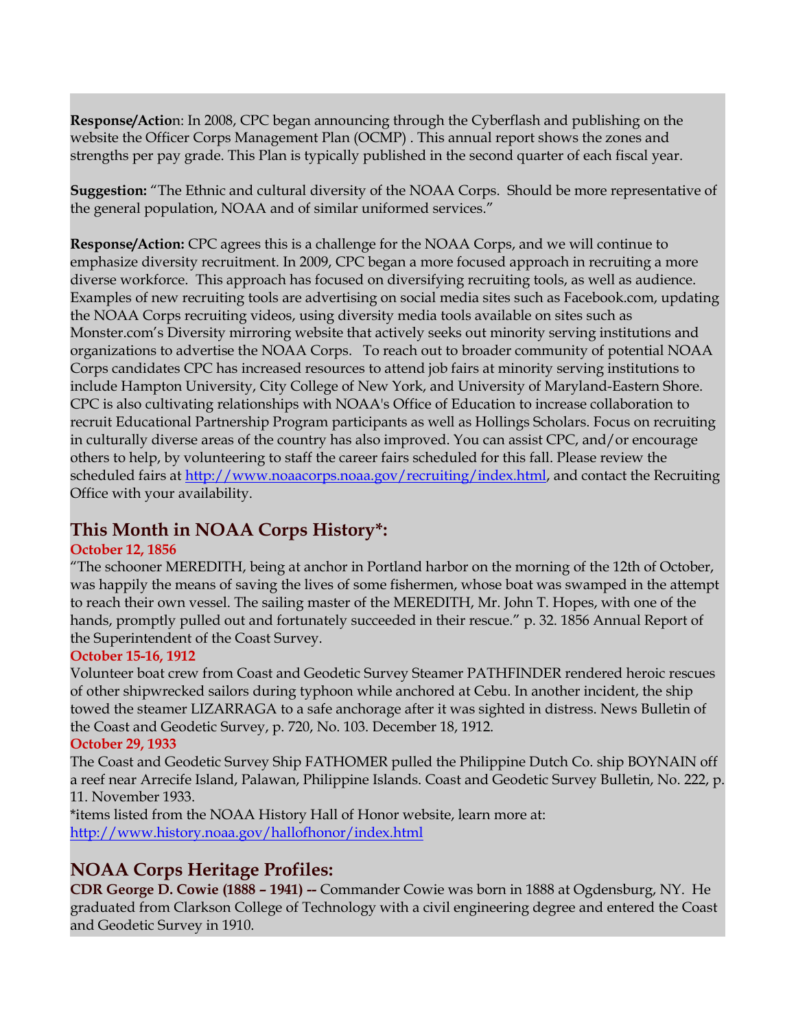**Response/Action**: In 2008, CPC began announcing through the Cyberflash and publishing on the website the Officer Corps Management Plan (OCMP) . This annual report shows the zones and strengths per pay grade. This Plan is typically published in the second quarter of each fiscal year.

**Suggestion:** "The Ethnic and cultural diversity of the NOAA Corps. Should be more representative of the general population, NOAA and of similar uniformed services."

**Response/Action:** CPC agrees this is a challenge for the NOAA Corps, and we will continue to emphasize diversity recruitment. In 2009, CPC began a more focused approach in recruiting a more diverse workforce. This approach has focused on diversifying recruiting tools, as well as audience. Examples of new recruiting tools are advertising on social media sites such as Facebook.com, updating the NOAA Corps recruiting videos, using diversity media tools available on sites such as Monster.com's Diversity mirroring website that actively seeks out minority serving institutions and organizations to advertise the NOAA Corps. To reach out to broader community of potential NOAA Corps candidates CPC has increased resources to attend job fairs at minority serving institutions to include Hampton University, City College of New York, and University of Maryland-Eastern Shore. CPC is also cultivating relationships with NOAA's Office of Education to increase collaboration to recruit Educational Partnership Program participants as well as Hollings Scholars. Focus on recruiting in culturally diverse areas of the country has also improved. You can assist CPC, and/or encourage others to help, by volunteering to staff the career fairs scheduled for this fall. Please review the scheduled fairs at http://www.noaacorps.noaa.gov/recruiting/index.html, and contact the Recruiting Office with your availability.

## This Month in NOAA Corps History*:

**October 12, 1856**

"The schooner MEREDITH, being at anchor in Portland harbor on the morning of the 12th of October, was happily the means of saving the lives of some fishermen, whose boat was swamped in the attempt to reach their own vessel. The sailing master of the MEREDITH, Mr. John T. Hopes, with one of the hands, promptly pulled out and fortunately succeeded in their rescue." p. 32. 1856 Annual Report of the Superintendent of the Coast Survey.

**October 15-16, 1912**

Volunteer boat crew from Coast and Geodetic Survey Steamer PATHFINDER rendered heroic rescues of other shipwrecked sailors during typhoon while anchored at Cebu. In another incident, the ship towed the steamer LIZARRAGA to a safe anchorage after it was sighted in distress. News Bulletin of the Coast and Geodetic Survey, p. 720, No. 103. December 18, 1912.

**October 29, 1933**

The Coast and Geodetic Survey Ship FATHOMER pulled the Philippine Dutch Co. ship BOYNAIN off a reef near Arrecife Island, Palawan, Philippine Islands. Coast and Geodetic Survey Bulletin, No. 222, p. 11. November 1933.

*items listed from the NOAA History Hall of Honor website, learn more at: http://www.history.noaa.gov/hallofhonor/index.html

## NOAA Corps Heritage Profiles:

**CDR George D. Cowie (1888 – 1941) --** Commander Cowie was born in 1888 at Ogdensburg, NY. He graduated from Clarkson College of Technology with a civil engineering degree and entered the Coast and Geodetic Survey in 1910.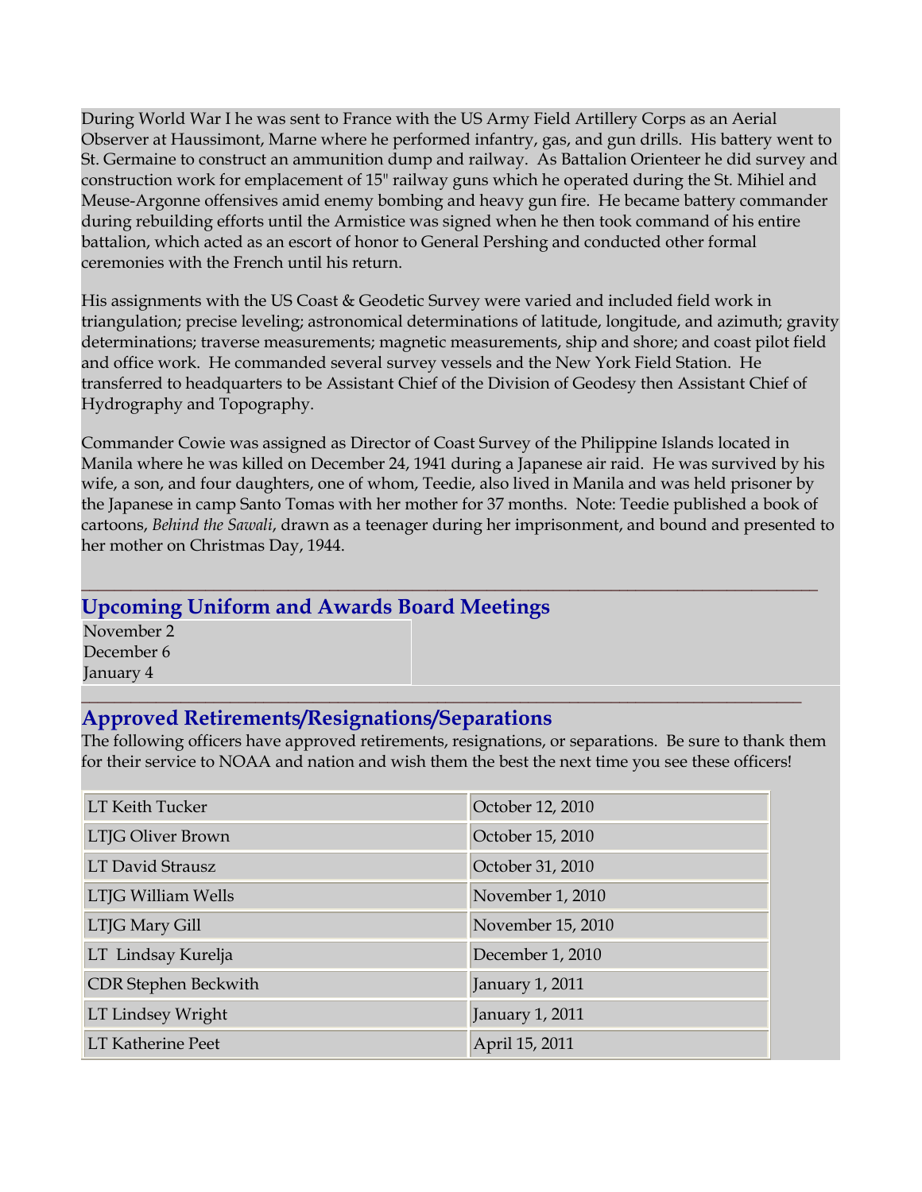During World War I he was sent to France with the US Army Field Artillery Corps as an Aerial Observer at Haussimont, Marne where he performed infantry, gas, and gun drills. His battery went to St. Germaine to construct an ammunition dump and railway. As Battalion Orienteer he did survey and construction work for emplacement of 15" railway guns which he operated during the St. Mihiel and Meuse-Argonne offensives amid enemy bombing and heavy gun fire. He became battery commander during rebuilding efforts until the Armistice was signed when he then took command of his entire battalion, which acted as an escort of honor to General Pershing and conducted other formal ceremonies with the French until his return.

His assignments with the US Coast & Geodetic Survey were varied and included field work in triangulation; precise leveling; astronomical determinations of latitude, longitude, and azimuth; gravity determinations; traverse measurements; magnetic measurements, ship and shore; and coast pilot field and office work. He commanded several survey vessels and the New York Field Station. He transferred to headquarters to be Assistant Chief of the Division of Geodesy then Assistant Chief of Hydrography and Topography.

Commander Cowie was assigned as Director of Coast Survey of the Philippine Islands located in Manila where he was killed on December 24, 1941 during a Japanese air raid. He was survived by his wife, a son, and four daughters, one of whom, Teedie, also lived in Manila and was held prisoner by the Japanese in camp Santo Tomas with her mother for 37 months. Note: Teedie published a book of cartoons, *Behind the Sawali*, drawn as a teenager during her imprisonment, and bound and presented to her mother on Christmas Day, 1944.

---

## Upcoming Uniform and Awards Board Meetings

November 2
December 6
January 4

---

## Approved Retirements/Resignations/Separations

The following officers have approved retirements, resignations, or separations. Be sure to thank them for their service to NOAA and nation and wish them the best the next time you see these officers!

| | |
|---|---|
| LT Keith Tucker | October 12, 2010 |
| LTJG Oliver Brown | October 15, 2010 |
| LT David Strausz | October 31, 2010 |
| LTJG William Wells | November 1, 2010 |
| LTJG Mary Gill | November 15, 2010 |
| LT Lindsay Kurelja | December 1, 2010 |
| CDR Stephen Beckwith | January 1, 2011 |
| LT Lindsey Wright | January 1, 2011 |
| LT Katherine Peet | April 15, 2011 |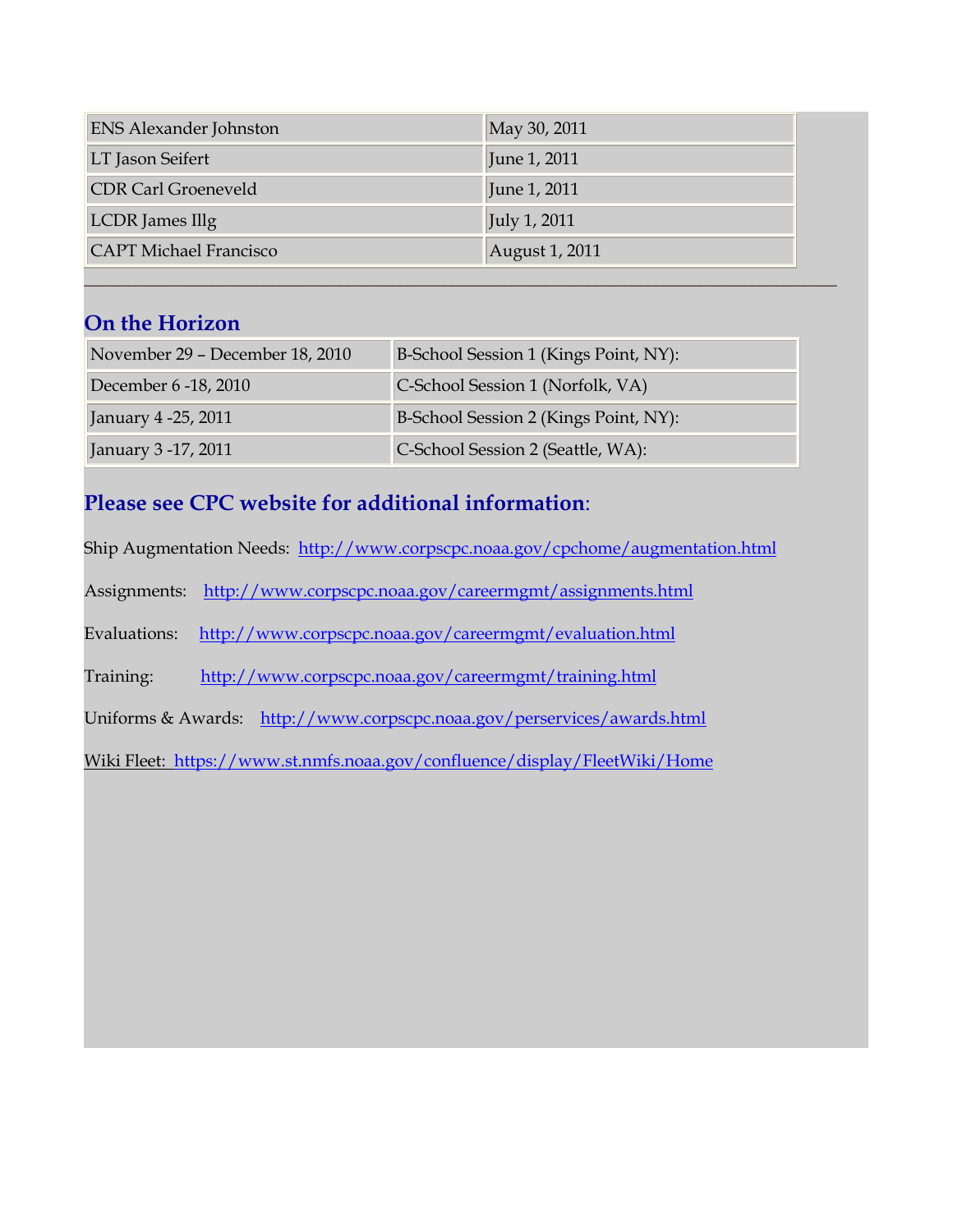| | |
|---|---|
| ENS Alexander Johnston | May 30, 2011 |
| LT Jason Seifert | June 1, 2011 |
| CDR Carl Groeneveld | June 1, 2011 |
| LCDR James Illg | July 1, 2011 |
| CAPT Michael Francisco | August 1, 2011 |

---

## On the Horizon

| | |
|---|---|
| November 29 – December 18, 2010 | B-School Session 1 (Kings Point, NY): |
| December 6 -18, 2010 | C-School Session 1 (Norfolk, VA) |
| January 4 -25, 2011 | B-School Session 2 (Kings Point, NY): |
| January 3 -17, 2011 | C-School Session 2 (Seattle, WA): |

## Please see CPC website for additional information:

Ship Augmentation Needs: http://www.corpscpc.noaa.gov/cpchome/augmentation.html

Assignments: http://www.corpscpc.noaa.gov/careermgmt/assignments.html

Evaluations: http://www.corpscpc.noaa.gov/careermgmt/evaluation.html

Training: http://www.corpscpc.noaa.gov/careermgmt/training.html

Uniforms & Awards: http://www.corpscpc.noaa.gov/perservices/awards.html

Wiki Fleet: https://www.st.nmfs.noaa.gov/confluence/display/FleetWiki/Home